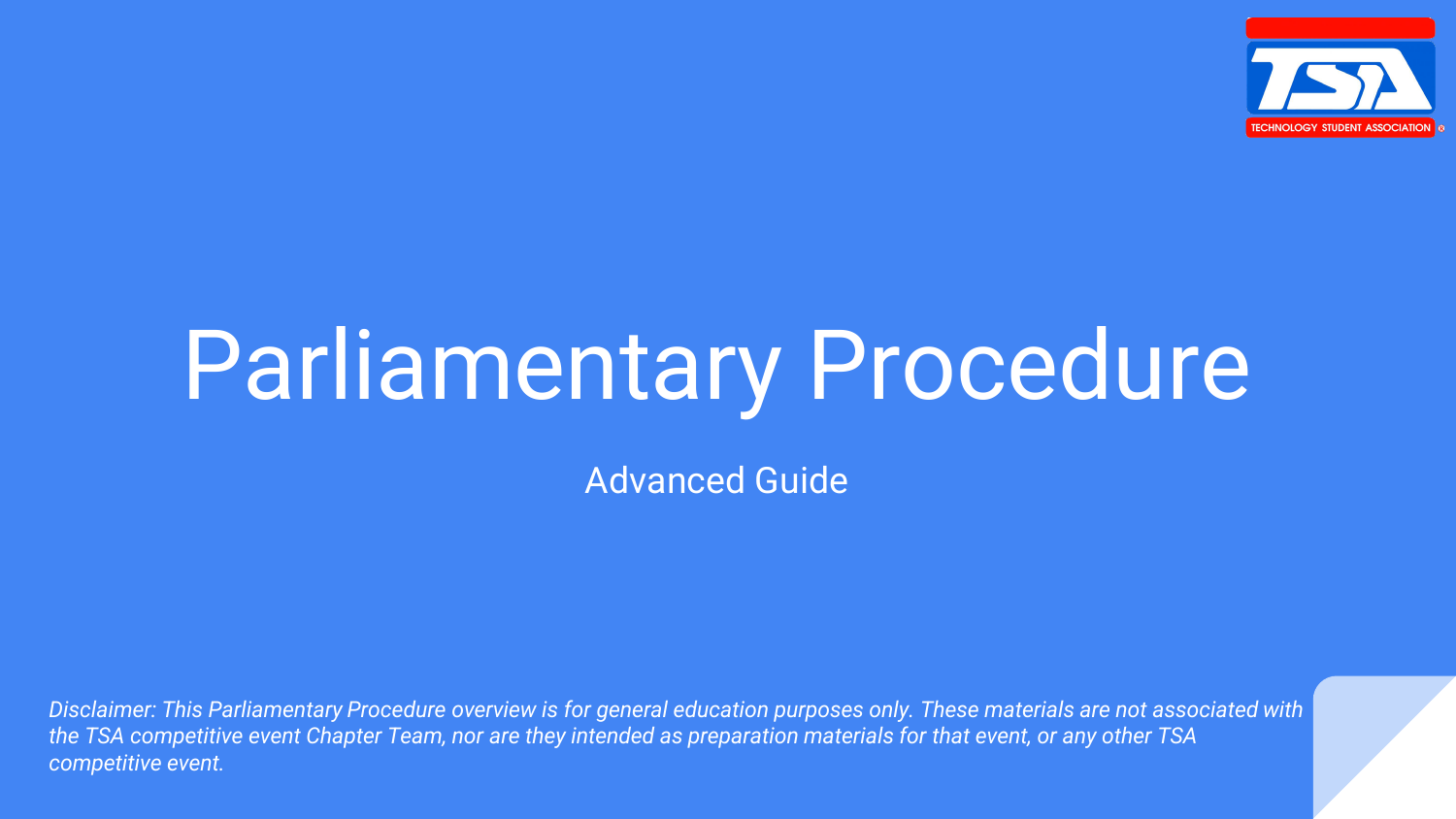# Parliamentary Procedure

## Advanced Guide

*Disclaimer: This Parliamentary Procedure overview is for general education purposes only. These materials are not associated with the TSA competitive event Chapter Team, nor are they intended as preparation materials for that event, or any other TSA competitive event.*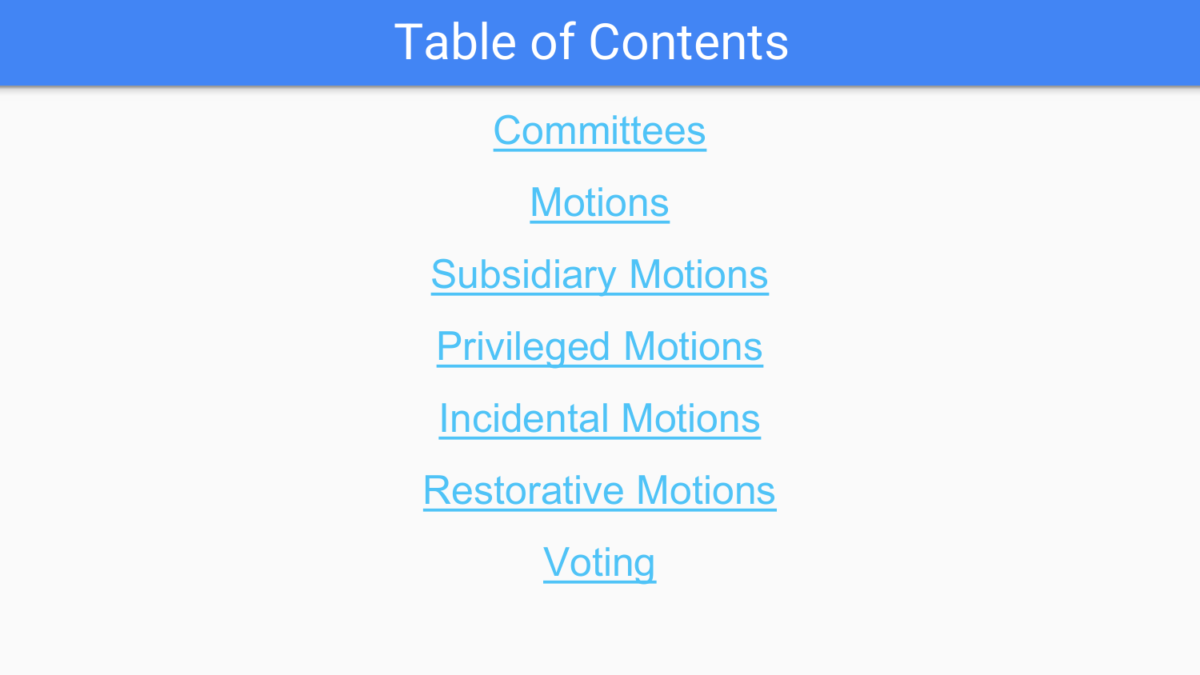# Table of Contents

- Committees
- Motions
- Subsidiary Motions
- Privileged Motions
- Incidental Motions
- Restorative Motions
- Voting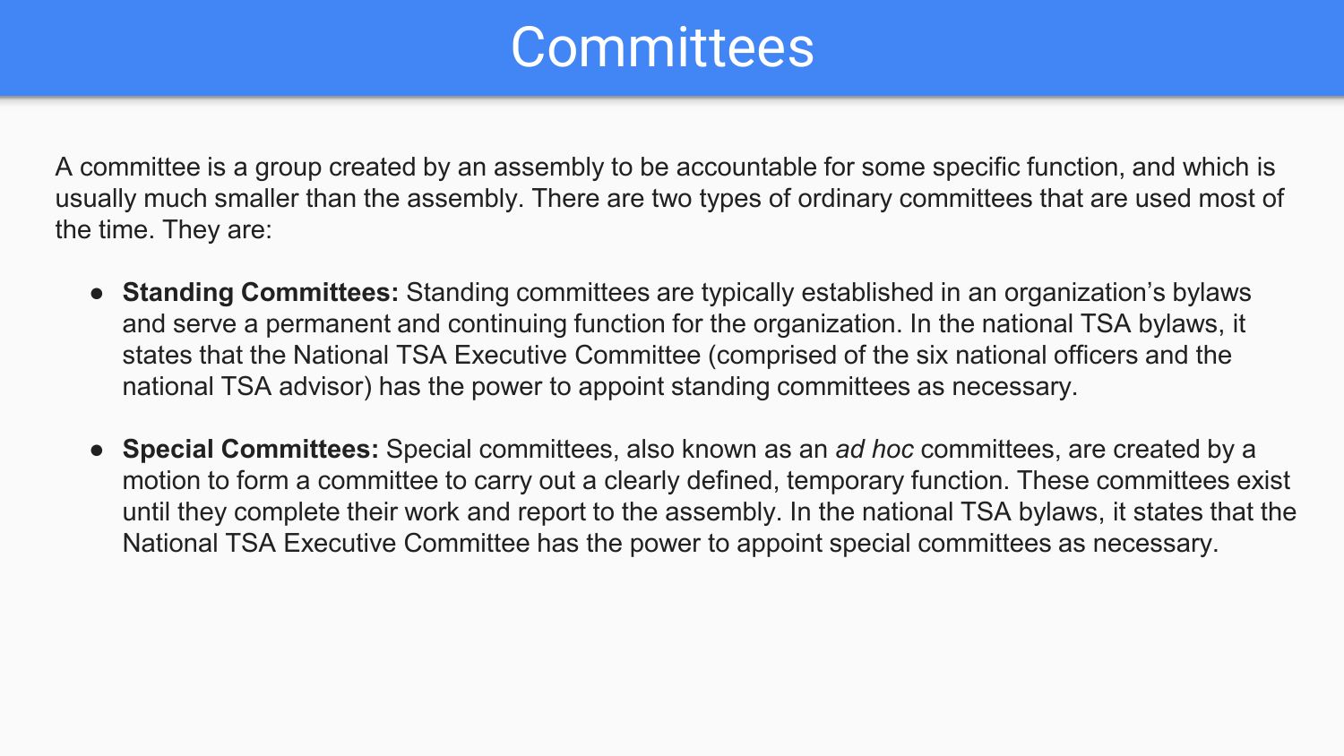# Committees

A committee is a group created by an assembly to be accountable for some specific function, and which is usually much smaller than the assembly. There are two types of ordinary committees that are used most of the time. They are:

- **Standing Committees:** Standing committees are typically established in an organization's bylaws and serve a permanent and continuing function for the organization. In the national TSA bylaws, it states that the National TSA Executive Committee (comprised of the six national officers and the national TSA advisor) has the power to appoint standing committees as necessary.

- **Special Committees:** Special committees, also known as an *ad hoc* committees, are created by a motion to form a committee to carry out a clearly defined, temporary function. These committees exist until they complete their work and report to the assembly. In the national TSA bylaws, it states that the National TSA Executive Committee has the power to appoint special committees as necessary.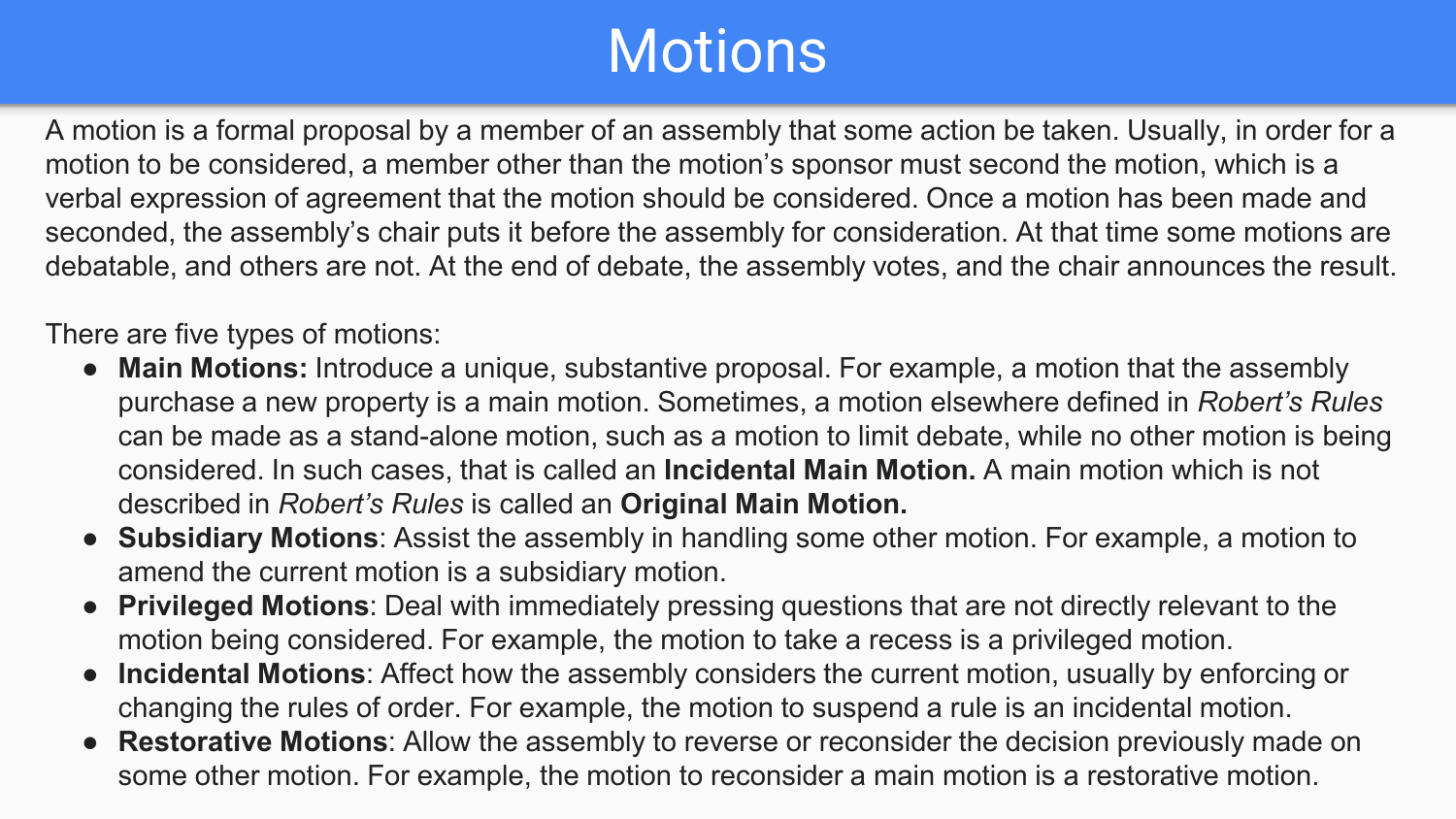# Motions

A motion is a formal proposal by a member of an assembly that some action be taken. Usually, in order for a motion to be considered, a member other than the motion's sponsor must second the motion, which is a verbal expression of agreement that the motion should be considered. Once a motion has been made and seconded, the assembly's chair puts it before the assembly for consideration. At that time some motions are debatable, and others are not. At the end of debate, the assembly votes, and the chair announces the result.

There are five types of motions:

- **Main Motions:** Introduce a unique, substantive proposal. For example, a motion that the assembly purchase a new property is a main motion. Sometimes, a motion elsewhere defined in *Robert's Rules* can be made as a stand-alone motion, such as a motion to limit debate, while no other motion is being considered. In such cases, that is called an **Incidental Main Motion.** A main motion which is not described in *Robert's Rules* is called an **Original Main Motion.**
- **Subsidiary Motions**: Assist the assembly in handling some other motion. For example, a motion to amend the current motion is a subsidiary motion.
- **Privileged Motions**: Deal with immediately pressing questions that are not directly relevant to the motion being considered. For example, the motion to take a recess is a privileged motion.
- **Incidental Motions**: Affect how the assembly considers the current motion, usually by enforcing or changing the rules of order. For example, the motion to suspend a rule is an incidental motion.
- **Restorative Motions**: Allow the assembly to reverse or reconsider the decision previously made on some other motion. For example, the motion to reconsider a main motion is a restorative motion.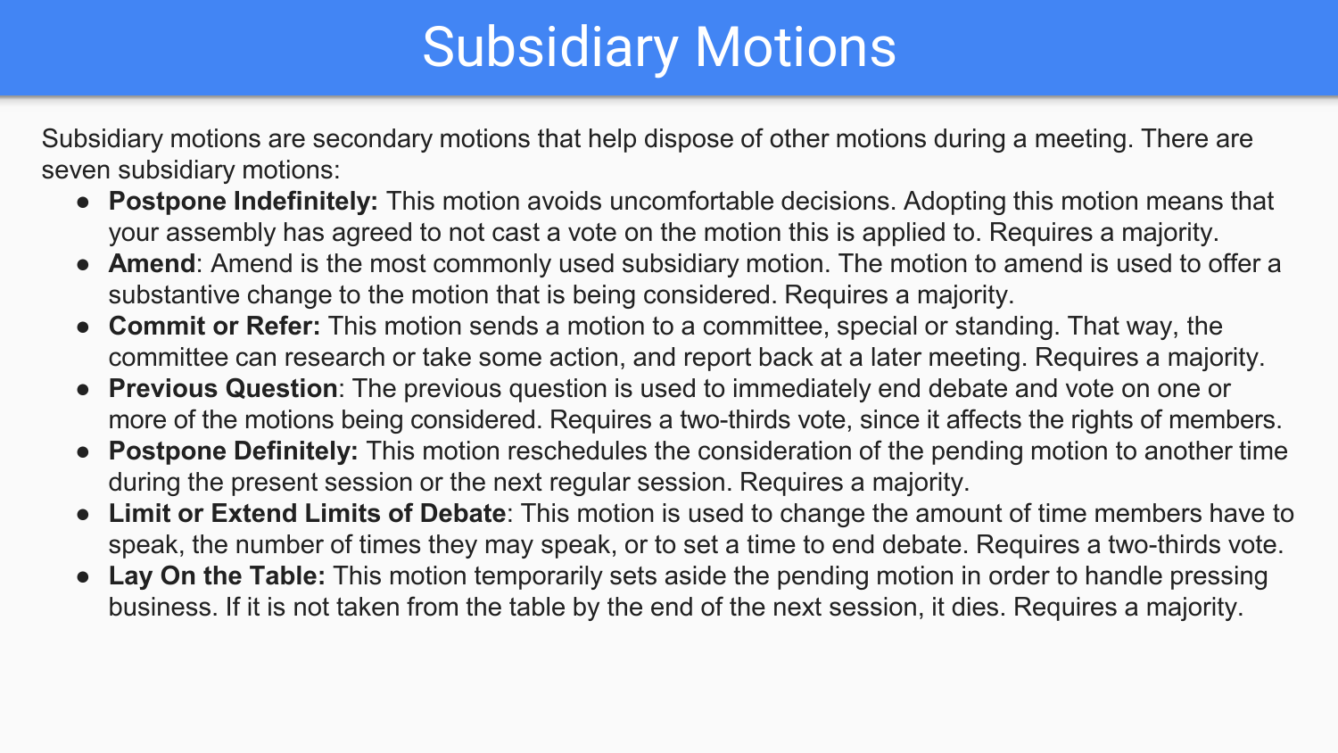# Subsidiary Motions

Subsidiary motions are secondary motions that help dispose of other motions during a meeting. There are seven subsidiary motions:

- **Postpone Indefinitely:** This motion avoids uncomfortable decisions. Adopting this motion means that your assembly has agreed to not cast a vote on the motion this is applied to. Requires a majority.
- **Amend**: Amend is the most commonly used subsidiary motion. The motion to amend is used to offer a substantive change to the motion that is being considered. Requires a majority.
- **Commit or Refer:** This motion sends a motion to a committee, special or standing. That way, the committee can research or take some action, and report back at a later meeting. Requires a majority.
- **Previous Question**: The previous question is used to immediately end debate and vote on one or more of the motions being considered. Requires a two-thirds vote, since it affects the rights of members.
- **Postpone Definitely:** This motion reschedules the consideration of the pending motion to another time during the present session or the next regular session. Requires a majority.
- **Limit or Extend Limits of Debate**: This motion is used to change the amount of time members have to speak, the number of times they may speak, or to set a time to end debate. Requires a two-thirds vote.
- **Lay On the Table:** This motion temporarily sets aside the pending motion in order to handle pressing business. If it is not taken from the table by the end of the next session, it dies. Requires a majority.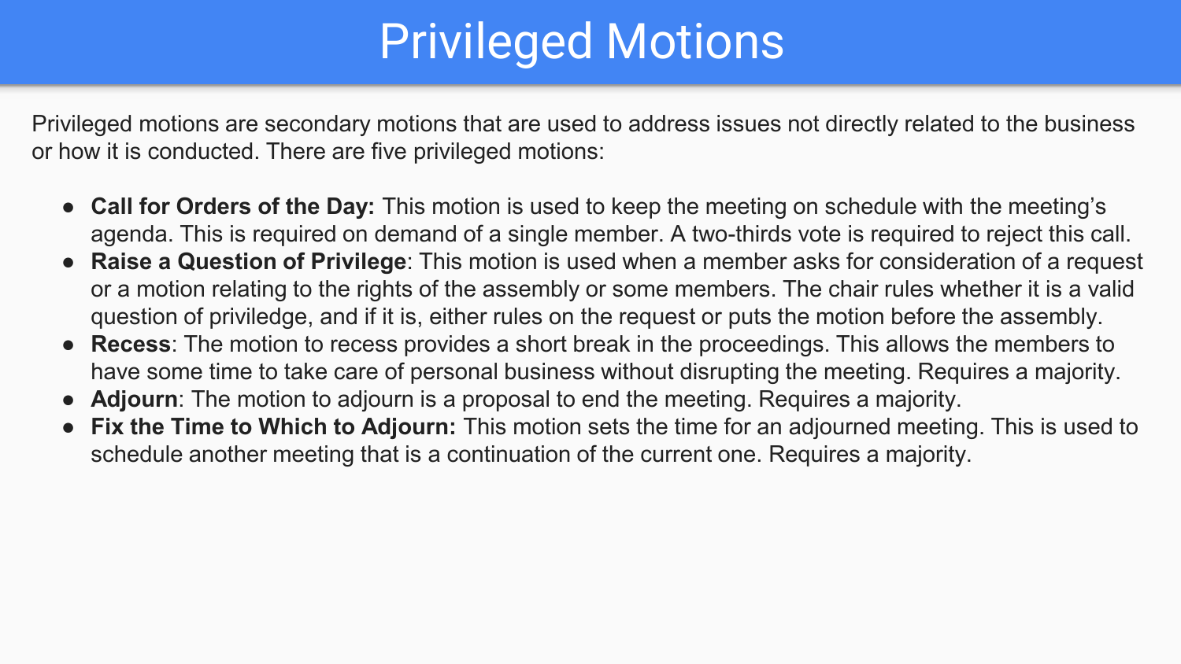# Privileged Motions

Privileged motions are secondary motions that are used to address issues not directly related to the business or how it is conducted. There are five privileged motions:

- **Call for Orders of the Day:** This motion is used to keep the meeting on schedule with the meeting's agenda. This is required on demand of a single member. A two-thirds vote is required to reject this call.
- **Raise a Question of Privilege**: This motion is used when a member asks for consideration of a request or a motion relating to the rights of the assembly or some members. The chair rules whether it is a valid question of priviledge, and if it is, either rules on the request or puts the motion before the assembly.
- **Recess**: The motion to recess provides a short break in the proceedings. This allows the members to have some time to take care of personal business without disrupting the meeting. Requires a majority.
- **Adjourn**: The motion to adjourn is a proposal to end the meeting. Requires a majority.
- **Fix the Time to Which to Adjourn:** This motion sets the time for an adjourned meeting. This is used to schedule another meeting that is a continuation of the current one. Requires a majority.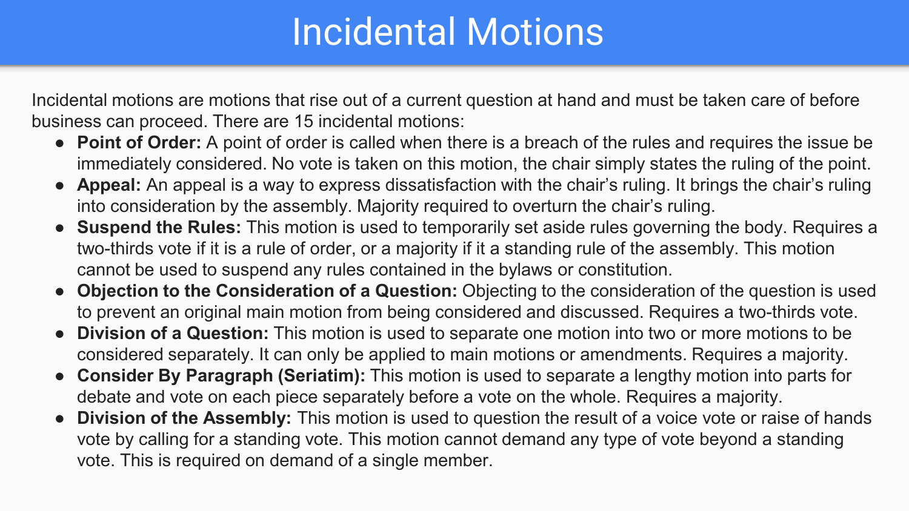# Incidental Motions

Incidental motions are motions that rise out of a current question at hand and must be taken care of before business can proceed. There are 15 incidental motions:

- **Point of Order:** A point of order is called when there is a breach of the rules and requires the issue be immediately considered. No vote is taken on this motion, the chair simply states the ruling of the point.
- **Appeal:** An appeal is a way to express dissatisfaction with the chair's ruling. It brings the chair's ruling into consideration by the assembly. Majority required to overturn the chair's ruling.
- **Suspend the Rules:** This motion is used to temporarily set aside rules governing the body. Requires a two-thirds vote if it is a rule of order, or a majority if it a standing rule of the assembly. This motion cannot be used to suspend any rules contained in the bylaws or constitution.
- **Objection to the Consideration of a Question:** Objecting to the consideration of the question is used to prevent an original main motion from being considered and discussed. Requires a two-thirds vote.
- **Division of a Question:** This motion is used to separate one motion into two or more motions to be considered separately. It can only be applied to main motions or amendments. Requires a majority.
- **Consider By Paragraph (Seriatim):** This motion is used to separate a lengthy motion into parts for debate and vote on each piece separately before a vote on the whole. Requires a majority.
- **Division of the Assembly:** This motion is used to question the result of a voice vote or raise of hands vote by calling for a standing vote. This motion cannot demand any type of vote beyond a standing vote. This is required on demand of a single member.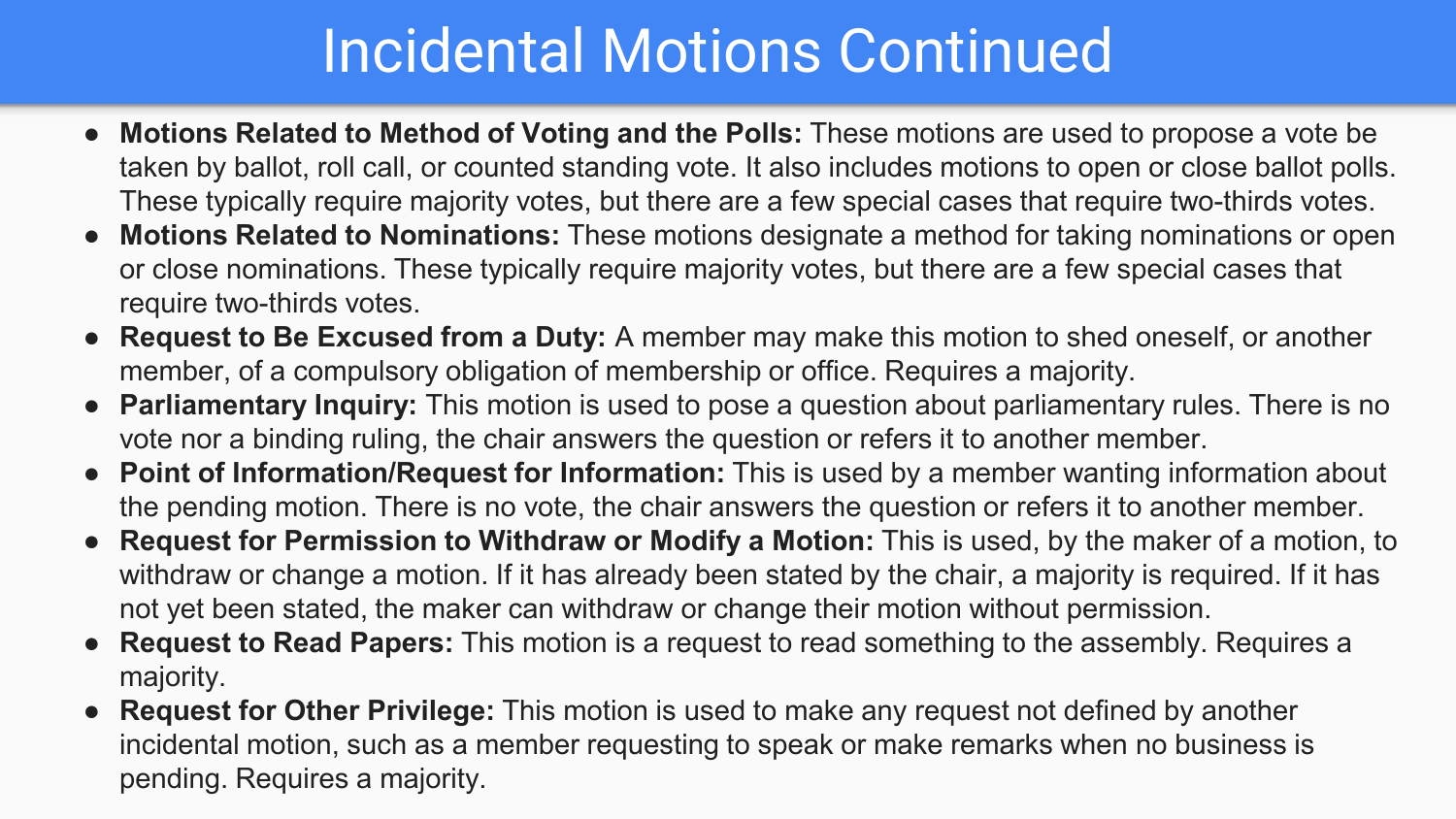# Incidental Motions Continued

- **Motions Related to Method of Voting and the Polls:** These motions are used to propose a vote be taken by ballot, roll call, or counted standing vote. It also includes motions to open or close ballot polls. These typically require majority votes, but there are a few special cases that require two-thirds votes.
- **Motions Related to Nominations:** These motions designate a method for taking nominations or open or close nominations. These typically require majority votes, but there are a few special cases that require two-thirds votes.
- **Request to Be Excused from a Duty:** A member may make this motion to shed oneself, or another member, of a compulsory obligation of membership or office. Requires a majority.
- **Parliamentary Inquiry:** This motion is used to pose a question about parliamentary rules. There is no vote nor a binding ruling, the chair answers the question or refers it to another member.
- **Point of Information/Request for Information:** This is used by a member wanting information about the pending motion. There is no vote, the chair answers the question or refers it to another member.
- **Request for Permission to Withdraw or Modify a Motion:** This is used, by the maker of a motion, to withdraw or change a motion. If it has already been stated by the chair, a majority is required. If it has not yet been stated, the maker can withdraw or change their motion without permission.
- **Request to Read Papers:** This motion is a request to read something to the assembly. Requires a majority.
- **Request for Other Privilege:** This motion is used to make any request not defined by another incidental motion, such as a member requesting to speak or make remarks when no business is pending. Requires a majority.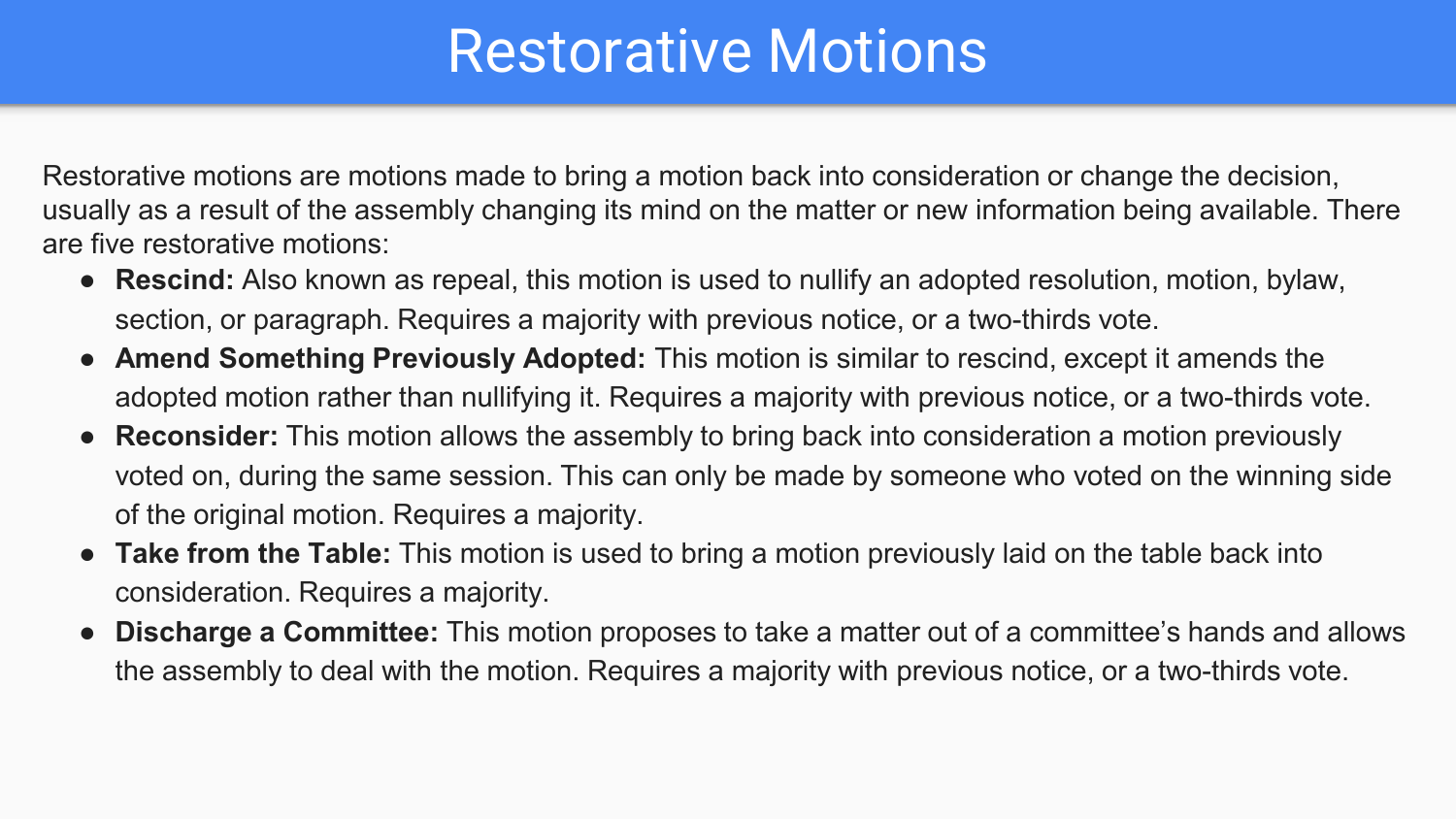# Restorative Motions

Restorative motions are motions made to bring a motion back into consideration or change the decision, usually as a result of the assembly changing its mind on the matter or new information being available. There are five restorative motions:

- **Rescind:** Also known as repeal, this motion is used to nullify an adopted resolution, motion, bylaw, section, or paragraph. Requires a majority with previous notice, or a two-thirds vote.
- **Amend Something Previously Adopted:** This motion is similar to rescind, except it amends the adopted motion rather than nullifying it. Requires a majority with previous notice, or a two-thirds vote.
- **Reconsider:** This motion allows the assembly to bring back into consideration a motion previously voted on, during the same session. This can only be made by someone who voted on the winning side of the original motion. Requires a majority.
- **Take from the Table:** This motion is used to bring a motion previously laid on the table back into consideration. Requires a majority.
- **Discharge a Committee:** This motion proposes to take a matter out of a committee's hands and allows the assembly to deal with the motion. Requires a majority with previous notice, or a two-thirds vote.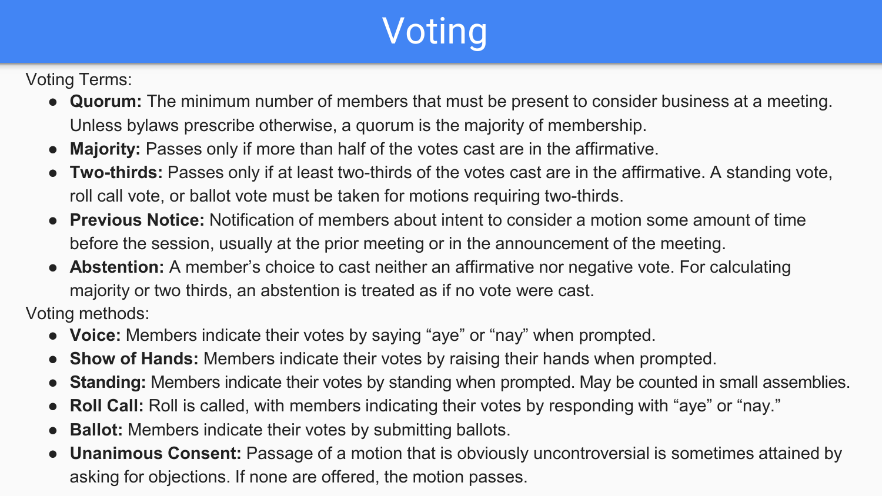# Voting

Voting Terms:

- **Quorum:** The minimum number of members that must be present to consider business at a meeting. Unless bylaws prescribe otherwise, a quorum is the majority of membership.
- **Majority:** Passes only if more than half of the votes cast are in the affirmative.
- **Two-thirds:** Passes only if at least two-thirds of the votes cast are in the affirmative. A standing vote, roll call vote, or ballot vote must be taken for motions requiring two-thirds.
- **Previous Notice:** Notification of members about intent to consider a motion some amount of time before the session, usually at the prior meeting or in the announcement of the meeting.
- **Abstention:** A member's choice to cast neither an affirmative nor negative vote. For calculating majority or two thirds, an abstention is treated as if no vote were cast.

Voting methods:

- **Voice:** Members indicate their votes by saying "aye" or "nay" when prompted.
- **Show of Hands:** Members indicate their votes by raising their hands when prompted.
- **Standing:** Members indicate their votes by standing when prompted. May be counted in small assemblies.
- **Roll Call:** Roll is called, with members indicating their votes by responding with "aye" or "nay."
- **Ballot:** Members indicate their votes by submitting ballots.
- **Unanimous Consent:** Passage of a motion that is obviously uncontroversial is sometimes attained by asking for objections. If none are offered, the motion passes.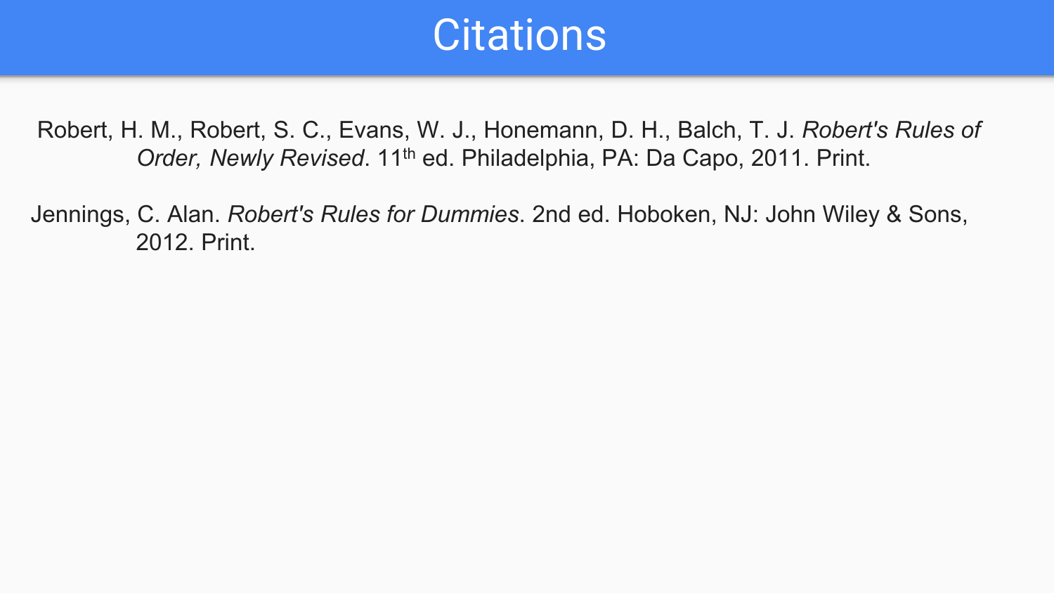# Citations

Robert, H. M., Robert, S. C., Evans, W. J., Honemann, D. H., Balch, T. J. *Robert's Rules of Order, Newly Revised*. 11th ed. Philadelphia, PA: Da Capo, 2011. Print.

Jennings, C. Alan. *Robert's Rules for Dummies*. 2nd ed. Hoboken, NJ: John Wiley & Sons, 2012. Print.